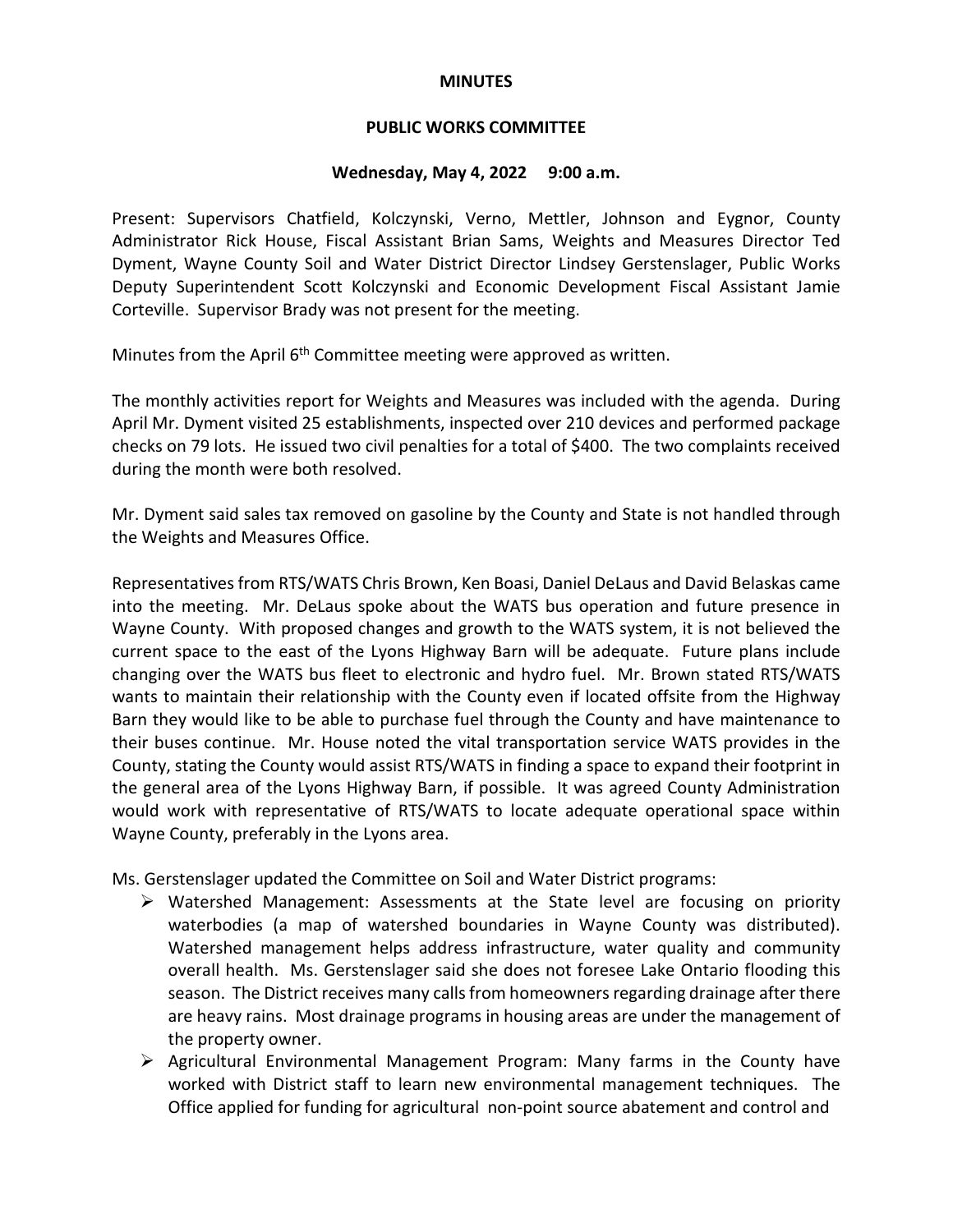# MINUTES

## PUBLIC WORKS COMMITTEE

### Wednesday, May 4, 2022 9:00 a.m.

Present: Supervisors Chatfield, Kolczynski, Verno, Mettler, Johnson and Eygnor, County Administrator Rick House, Fiscal Assistant Brian Sams, Weights and Measures Director Ted Dyment, Wayne County Soil and Water District Director Lindsey Gerstenslager, Public Works Deputy Superintendent Scott Kolczynski and Economic Development Fiscal Assistant Jamie Corteville. Supervisor Brady was not present for the meeting.

Minutes from the April 6th Committee meeting were approved as written.

The monthly activities report for Weights and Measures was included with the agenda. During April Mr. Dyment visited 25 establishments, inspected over 210 devices and performed package checks on 79 lots. He issued two civil penalties for a total of $400. The two complaints received during the month were both resolved.

Mr. Dyment said sales tax removed on gasoline by the County and State is not handled through the Weights and Measures Office.

Representatives from RTS/WATS Chris Brown, Ken Boasi, Daniel DeLaus and David Belaskas came into the meeting. Mr. DeLaus spoke about the WATS bus operation and future presence in Wayne County. With proposed changes and growth to the WATS system, it is not believed the current space to the east of the Lyons Highway Barn will be adequate. Future plans include changing over the WATS bus fleet to electronic and hydro fuel. Mr. Brown stated RTS/WATS wants to maintain their relationship with the County even if located offsite from the Highway Barn they would like to be able to purchase fuel through the County and have maintenance to their buses continue. Mr. House noted the vital transportation service WATS provides in the County, stating the County would assist RTS/WATS in finding a space to expand their footprint in the general area of the Lyons Highway Barn, if possible. It was agreed County Administration would work with representative of RTS/WATS to locate adequate operational space within Wayne County, preferably in the Lyons area.

Ms. Gerstenslager updated the Committee on Soil and Water District programs:

- Watershed Management: Assessments at the State level are focusing on priority waterbodies (a map of watershed boundaries in Wayne County was distributed). Watershed management helps address infrastructure, water quality and community overall health. Ms. Gerstenslager said she does not foresee Lake Ontario flooding this season. The District receives many calls from homeowners regarding drainage after there are heavy rains. Most drainage programs in housing areas are under the management of the property owner.
- Agricultural Environmental Management Program: Many farms in the County have worked with District staff to learn new environmental management techniques. The Office applied for funding for agricultural non-point source abatement and control and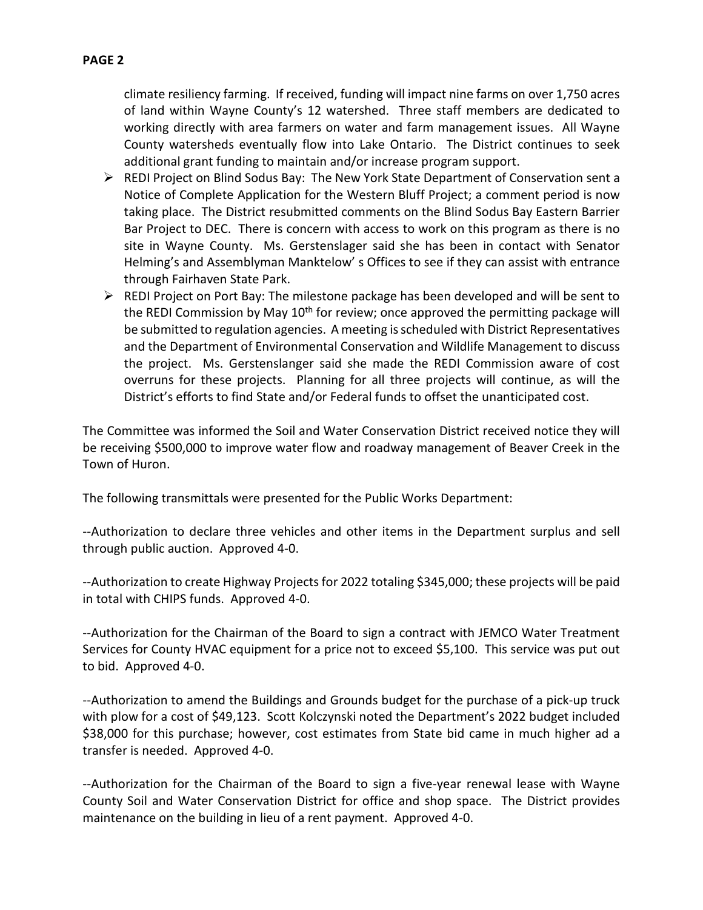climate resiliency farming. If received, funding will impact nine farms on over 1,750 acres of land within Wayne County's 12 watershed. Three staff members are dedicated to working directly with area farmers on water and farm management issues. All Wayne County watersheds eventually flow into Lake Ontario. The District continues to seek additional grant funding to maintain and/or increase program support.

- REDI Project on Blind Sodus Bay: The New York State Department of Conservation sent a Notice of Complete Application for the Western Bluff Project; a comment period is now taking place. The District resubmitted comments on the Blind Sodus Bay Eastern Barrier Bar Project to DEC. There is concern with access to work on this program as there is no site in Wayne County. Ms. Gerstenslager said she has been in contact with Senator Helming's and Assemblyman Manktelow' s Offices to see if they can assist with entrance through Fairhaven State Park.
- REDI Project on Port Bay: The milestone package has been developed and will be sent to the REDI Commission by May 10th for review; once approved the permitting package will be submitted to regulation agencies. A meeting is scheduled with District Representatives and the Department of Environmental Conservation and Wildlife Management to discuss the project. Ms. Gerstenslanger said she made the REDI Commission aware of cost overruns for these projects. Planning for all three projects will continue, as will the District's efforts to find State and/or Federal funds to offset the unanticipated cost.

The Committee was informed the Soil and Water Conservation District received notice they will be receiving $500,000 to improve water flow and roadway management of Beaver Creek in the Town of Huron.

The following transmittals were presented for the Public Works Department:

--Authorization to declare three vehicles and other items in the Department surplus and sell through public auction. Approved 4-0.

--Authorization to create Highway Projects for 2022 totaling $345,000; these projects will be paid in total with CHIPS funds. Approved 4-0.

--Authorization for the Chairman of the Board to sign a contract with JEMCO Water Treatment Services for County HVAC equipment for a price not to exceed $5,100. This service was put out to bid. Approved 4-0.

--Authorization to amend the Buildings and Grounds budget for the purchase of a pick-up truck with plow for a cost of $49,123. Scott Kolczynski noted the Department's 2022 budget included $38,000 for this purchase; however, cost estimates from State bid came in much higher ad a transfer is needed. Approved 4-0.

--Authorization for the Chairman of the Board to sign a five-year renewal lease with Wayne County Soil and Water Conservation District for office and shop space. The District provides maintenance on the building in lieu of a rent payment. Approved 4-0.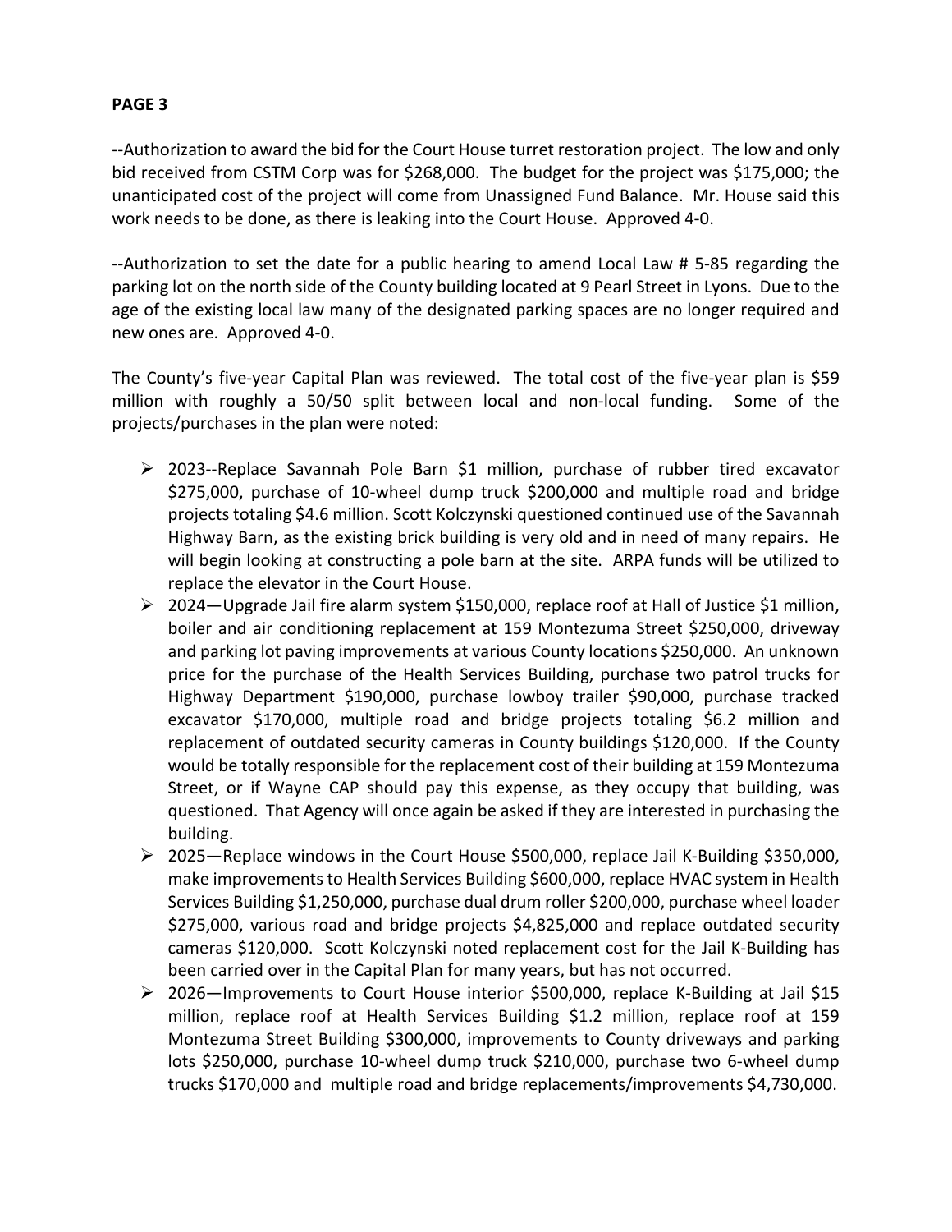**PAGE 3**

--Authorization to award the bid for the Court House turret restoration project. The low and only bid received from CSTM Corp was for $268,000. The budget for the project was $175,000; the unanticipated cost of the project will come from Unassigned Fund Balance. Mr. House said this work needs to be done, as there is leaking into the Court House. Approved 4-0.

--Authorization to set the date for a public hearing to amend Local Law # 5-85 regarding the parking lot on the north side of the County building located at 9 Pearl Street in Lyons. Due to the age of the existing local law many of the designated parking spaces are no longer required and new ones are. Approved 4-0.

The County's five-year Capital Plan was reviewed. The total cost of the five-year plan is $59 million with roughly a 50/50 split between local and non-local funding. Some of the projects/purchases in the plan were noted:

- 2023--Replace Savannah Pole Barn $1 million, purchase of rubber tired excavator $275,000, purchase of 10-wheel dump truck $200,000 and multiple road and bridge projects totaling $4.6 million. Scott Kolczynski questioned continued use of the Savannah Highway Barn, as the existing brick building is very old and in need of many repairs. He will begin looking at constructing a pole barn at the site. ARPA funds will be utilized to replace the elevator in the Court House.
- 2024—Upgrade Jail fire alarm system $150,000, replace roof at Hall of Justice $1 million, boiler and air conditioning replacement at 159 Montezuma Street $250,000, driveway and parking lot paving improvements at various County locations $250,000. An unknown price for the purchase of the Health Services Building, purchase two patrol trucks for Highway Department $190,000, purchase lowboy trailer $90,000, purchase tracked excavator $170,000, multiple road and bridge projects totaling $6.2 million and replacement of outdated security cameras in County buildings $120,000. If the County would be totally responsible for the replacement cost of their building at 159 Montezuma Street, or if Wayne CAP should pay this expense, as they occupy that building, was questioned. That Agency will once again be asked if they are interested in purchasing the building.
- 2025—Replace windows in the Court House $500,000, replace Jail K-Building $350,000, make improvements to Health Services Building $600,000, replace HVAC system in Health Services Building $1,250,000, purchase dual drum roller $200,000, purchase wheel loader $275,000, various road and bridge projects $4,825,000 and replace outdated security cameras $120,000. Scott Kolczynski noted replacement cost for the Jail K-Building has been carried over in the Capital Plan for many years, but has not occurred.
- 2026—Improvements to Court House interior $500,000, replace K-Building at Jail $15 million, replace roof at Health Services Building $1.2 million, replace roof at 159 Montezuma Street Building $300,000, improvements to County driveways and parking lots $250,000, purchase 10-wheel dump truck $210,000, purchase two 6-wheel dump trucks $170,000 and multiple road and bridge replacements/improvements $4,730,000.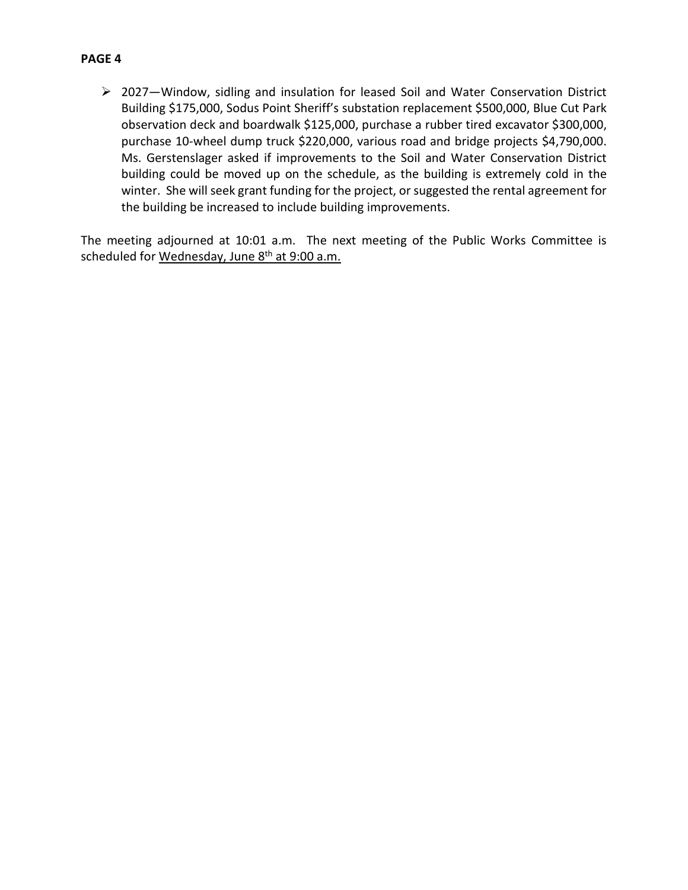**PAGE 4**

- 2027—Window, sidling and insulation for leased Soil and Water Conservation District Building $175,000, Sodus Point Sheriff's substation replacement $500,000, Blue Cut Park observation deck and boardwalk $125,000, purchase a rubber tired excavator $300,000, purchase 10-wheel dump truck $220,000, various road and bridge projects $4,790,000. Ms. Gerstenslager asked if improvements to the Soil and Water Conservation District building could be moved up on the schedule, as the building is extremely cold in the winter. She will seek grant funding for the project, or suggested the rental agreement for the building be increased to include building improvements.

The meeting adjourned at 10:01 a.m. The next meeting of the Public Works Committee is scheduled for Wednesday, June 8th at 9:00 a.m.